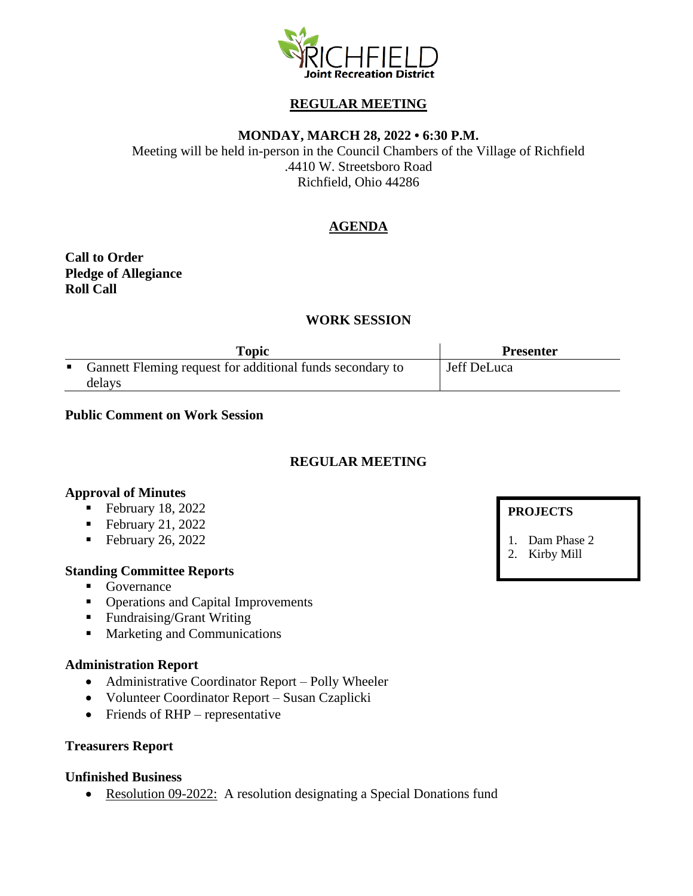RICHFIELD
Joint Recreation District

# REGULAR MEETING

**MONDAY, MARCH 28, 2022 • 6:30 P.M.**

Meeting will be held in-person in the Council Chambers of the Village of Richfield
.4410 W. Streetsboro Road
Richfield, Ohio 44286

## AGENDA

**Call to Order**
**Pledge of Allegiance**
**Roll Call**

### WORK SESSION

| Topic | Presenter |
|---|---|
| ▪ Gannett Fleming request for additional funds secondary to delays | Jeff DeLuca |

**Public Comment on Work Session**

### REGULAR MEETING

**PROJECTS**

1. Dam Phase 2
2. Kirby Mill

**Approval of Minutes**

- February 18, 2022
- February 21, 2022
- February 26, 2022

**Standing Committee Reports**

- Governance
- Operations and Capital Improvements
- Fundraising/Grant Writing
- Marketing and Communications

**Administration Report**

- Administrative Coordinator Report – Polly Wheeler
- Volunteer Coordinator Report – Susan Czaplicki
- Friends of RHP – representative

**Treasurers Report**

**Unfinished Business**

- Resolution 09-2022: A resolution designating a Special Donations fund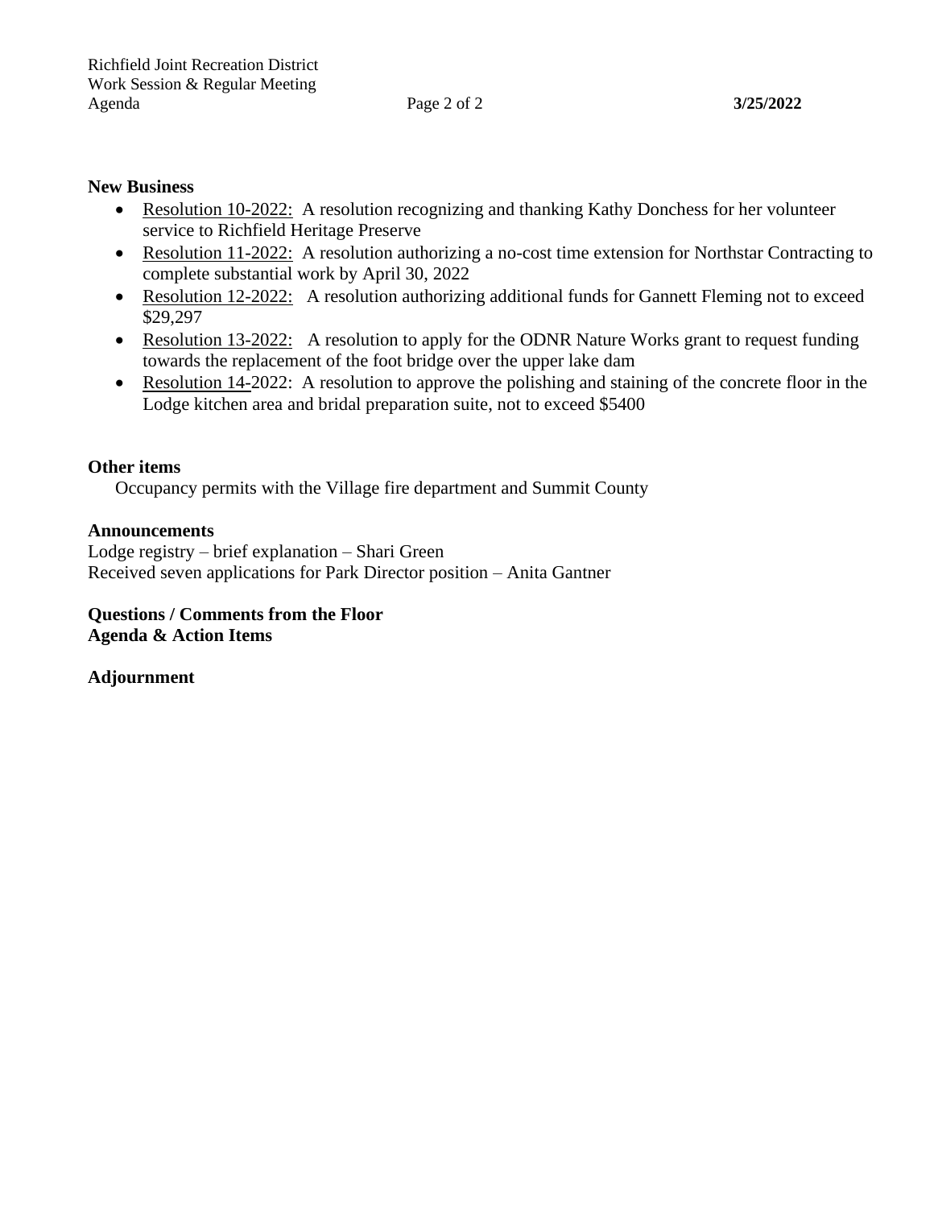**New Business**

- Resolution 10-2022: A resolution recognizing and thanking Kathy Donchess for her volunteer service to Richfield Heritage Preserve
- Resolution 11-2022: A resolution authorizing a no-cost time extension for Northstar Contracting to complete substantial work by April 30, 2022
- Resolution 12-2022: A resolution authorizing additional funds for Gannett Fleming not to exceed $29,297
- Resolution 13-2022: A resolution to apply for the ODNR Nature Works grant to request funding towards the replacement of the foot bridge over the upper lake dam
- Resolution 14-2022: A resolution to approve the polishing and staining of the concrete floor in the Lodge kitchen area and bridal preparation suite, not to exceed $5400

**Other items**

Occupancy permits with the Village fire department and Summit County

**Announcements**

Lodge registry – brief explanation – Shari Green
Received seven applications for Park Director position – Anita Gantner

**Questions / Comments from the Floor**
**Agenda & Action Items**

**Adjournment**